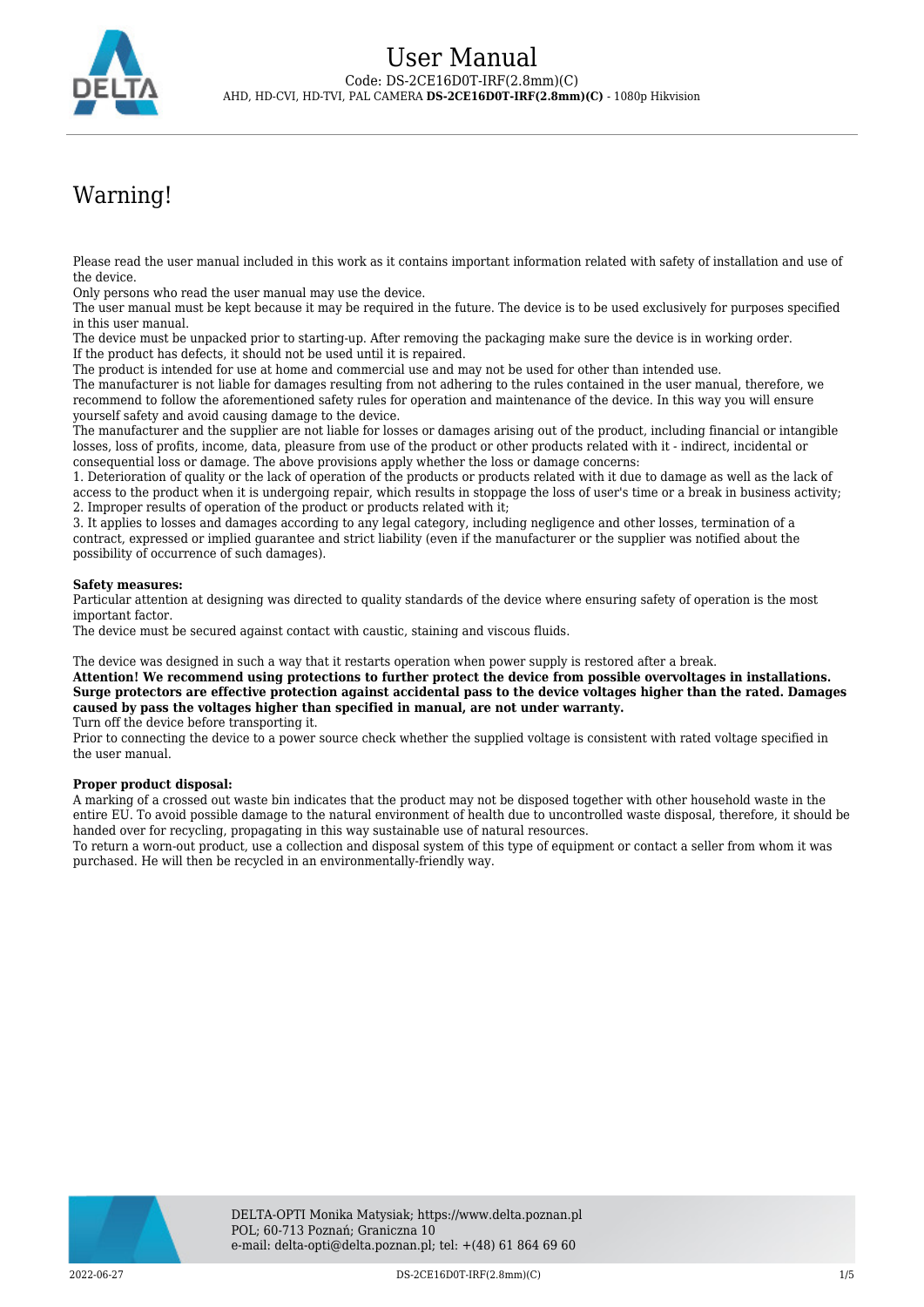# User Manual

Code: DS-2CE16D0T-IRF(2.8mm)(C)

AHD, HD-CVI, HD-TVI, PAL CAMERA **DS-2CE16D0T-IRF(2.8mm)(C)** - 1080p Hikvision

## Warning!

Please read the user manual included in this work as it contains important information related with safety of installation and use of the device.
Only persons who read the user manual may use the device.
The user manual must be kept because it may be required in the future. The device is to be used exclusively for purposes specified in this user manual.
The device must be unpacked prior to starting-up. After removing the packaging make sure the device is in working order.
If the product has defects, it should not be used until it is repaired.
The product is intended for use at home and commercial use and may not be used for other than intended use.
The manufacturer is not liable for damages resulting from not adhering to the rules contained in the user manual, therefore, we recommend to follow the aforementioned safety rules for operation and maintenance of the device. In this way you will ensure yourself safety and avoid causing damage to the device.
The manufacturer and the supplier are not liable for losses or damages arising out of the product, including financial or intangible losses, loss of profits, income, data, pleasure from use of the product or other products related with it - indirect, incidental or consequential loss or damage. The above provisions apply whether the loss or damage concerns:
1. Deterioration of quality or the lack of operation of the products or products related with it due to damage as well as the lack of access to the product when it is undergoing repair, which results in stoppage the loss of user's time or a break in business activity;
2. Improper results of operation of the product or products related with it;
3. It applies to losses and damages according to any legal category, including negligence and other losses, termination of a contract, expressed or implied guarantee and strict liability (even if the manufacturer or the supplier was notified about the possibility of occurrence of such damages).

**Safety measures:**
Particular attention at designing was directed to quality standards of the device where ensuring safety of operation is the most important factor.
The device must be secured against contact with caustic, staining and viscous fluids.

The device was designed in such a way that it restarts operation when power supply is restored after a break.
**Attention! We recommend using protections to further protect the device from possible overvoltages in installations. Surge protectors are effective protection against accidental pass to the device voltages higher than the rated. Damages caused by pass the voltages higher than specified in manual, are not under warranty.**
Turn off the device before transporting it.
Prior to connecting the device to a power source check whether the supplied voltage is consistent with rated voltage specified in the user manual.

**Proper product disposal:**
A marking of a crossed out waste bin indicates that the product may not be disposed together with other household waste in the entire EU. To avoid possible damage to the natural environment of health due to uncontrolled waste disposal, therefore, it should be handed over for recycling, propagating in this way sustainable use of natural resources.
To return a worn-out product, use a collection and disposal system of this type of equipment or contact a seller from whom it was purchased. He will then be recycled in an environmentally-friendly way.

DELTA-OPTI Monika Matysiak; https://www.delta.poznan.pl
POL; 60-713 Poznań; Graniczna 10
e-mail: delta-opti@delta.poznan.pl; tel: +(48) 61 864 69 60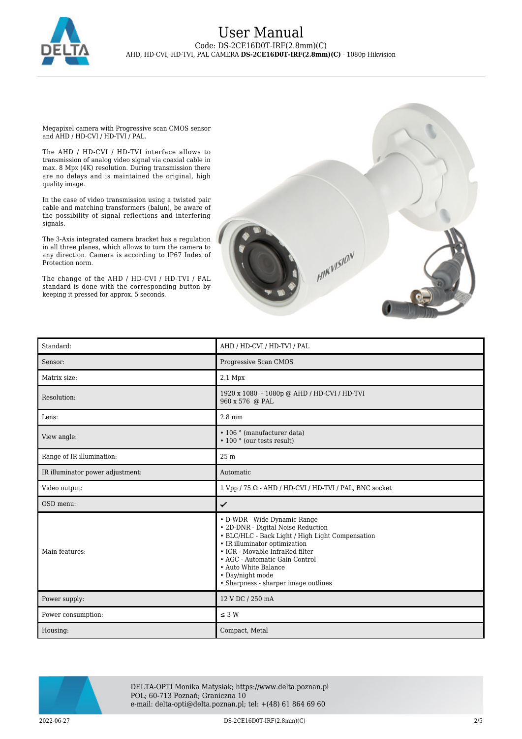# User Manual

Code: DS-2CE16D0T-IRF(2.8mm)(C)

AHD, HD-CVI, HD-TVI, PAL CAMERA **DS-2CE16D0T-IRF(2.8mm)(C)** - 1080p Hikvision

Megapixel camera with Progressive scan CMOS sensor and AHD / HD-CVI / HD-TVI / PAL.

The AHD / HD-CVI / HD-TVI interface allows to transmission of analog video signal via coaxial cable in max. 8 Mpx (4K) resolution. During transmission there are no delays and is maintained the original, high quality image.

In the case of video transmission using a twisted pair cable and matching transformers (balun), be aware of the possibility of signal reflections and interfering signals.

The 3-Axis integrated camera bracket has a regulation in all three planes, which allows to turn the camera to any direction. Camera is according to IP67 Index of Protection norm.

The change of the AHD / HD-CVI / HD-TVI / PAL standard is done with the corresponding button by keeping it pressed for approx. 5 seconds.

| | |
|---|---|
| Standard: | AHD / HD-CVI / HD-TVI / PAL |
| Sensor: | Progressive Scan CMOS |
| Matrix size: | 2.1 Mpx |
| Resolution: | 1920 x 1080 - 1080p @ AHD / HD-CVI / HD-TVI<br>960 x 576 @ PAL |
| Lens: | 2.8 mm |
| View angle: | • 106 ° (manufacturer data)<br>• 100 ° (our tests result) |
| Range of IR illumination: | 25 m |
| IR illuminator power adjustment: | Automatic |
| Video output: | 1 Vpp / 75 Ω - AHD / HD-CVI / HD-TVI / PAL, BNC socket |
| OSD menu: | ✔ |
| Main features: | • D-WDR - Wide Dynamic Range<br>• 2D-DNR - Digital Noise Reduction<br>• BLC/HLC - Back Light / High Light Compensation<br>• IR illuminator optimization<br>• ICR - Movable InfraRed filter<br>• AGC - Automatic Gain Control<br>• Auto White Balance<br>• Day/night mode<br>• Sharpness - sharper image outlines |
| Power supply: | 12 V DC / 250 mA |
| Power consumption: | ≤ 3 W |
| Housing: | Compact, Metal |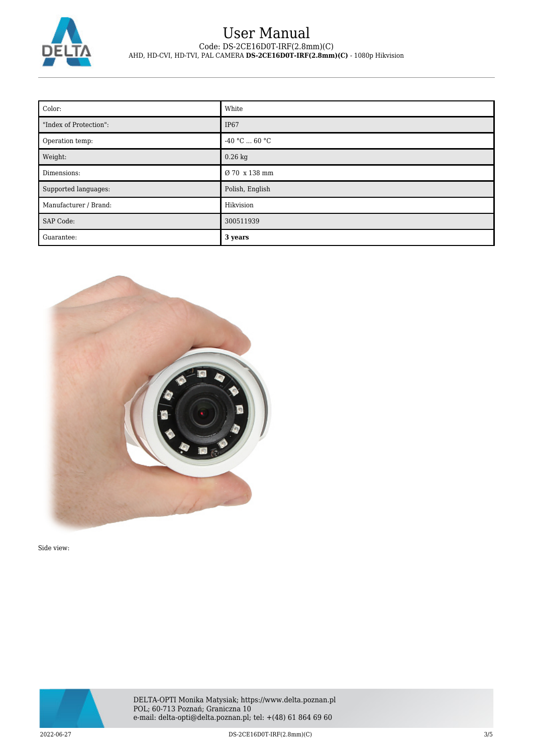| Color: | White |
|---|---|
| "Index of Protection": | IP67 |
| Operation temp: | -40 °C ... 60 °C |
| Weight: | 0.26 kg |
| Dimensions: | Ø 70 x 138 mm |
| Supported languages: | Polish, English |
| Manufacturer / Brand: | Hikvision |
| SAP Code: | 300511939 |
| Guarantee: | **3 years** |

Side view: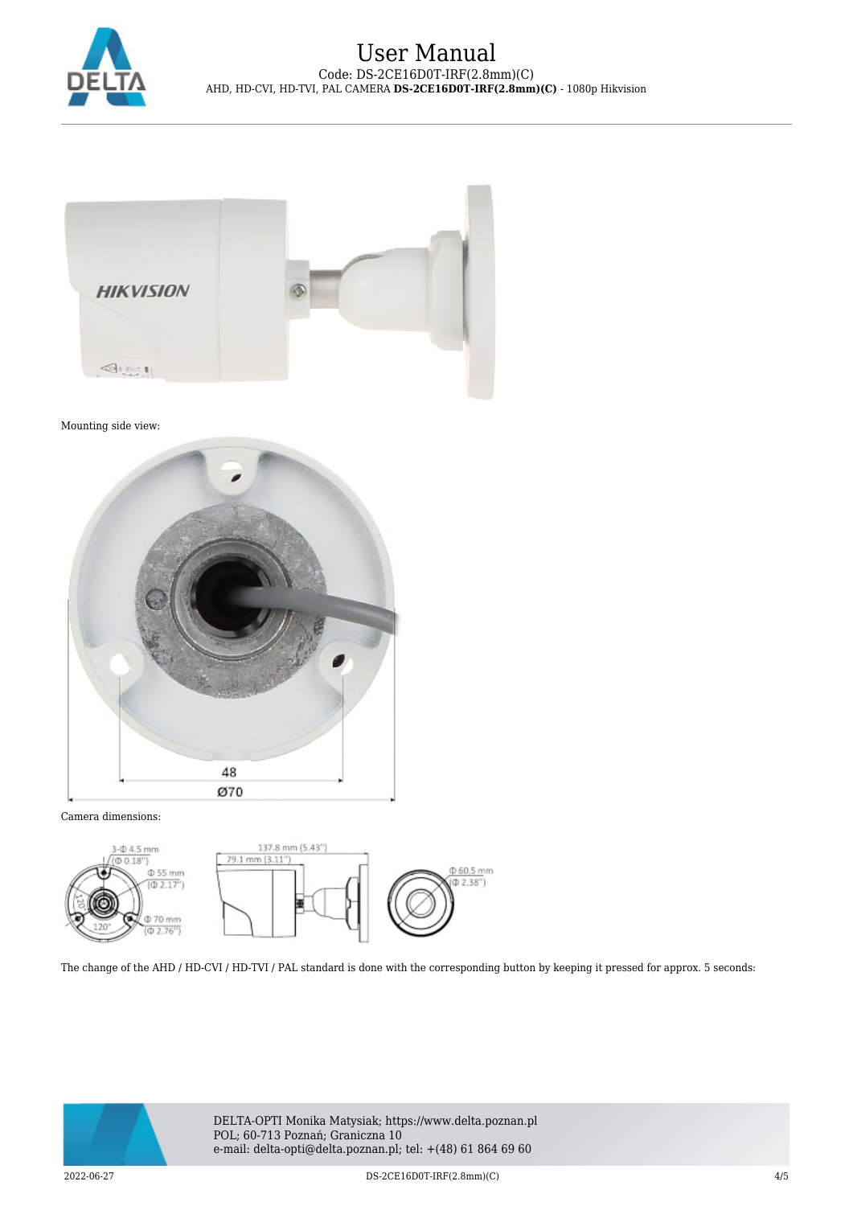Mounting side view:

Camera dimensions:

The change of the AHD / HD-CVI / HD-TVI / PAL standard is done with the corresponding button by keeping it pressed for approx. 5 seconds: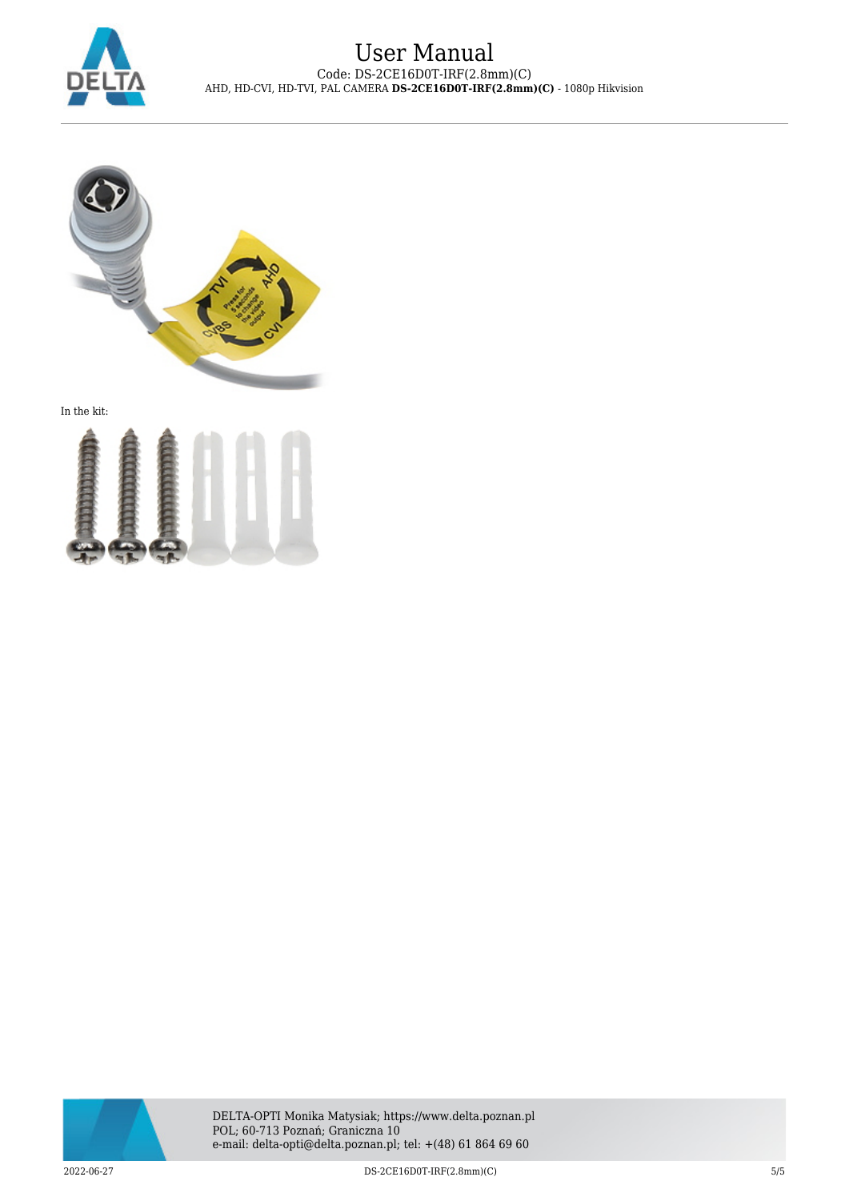In the kit: